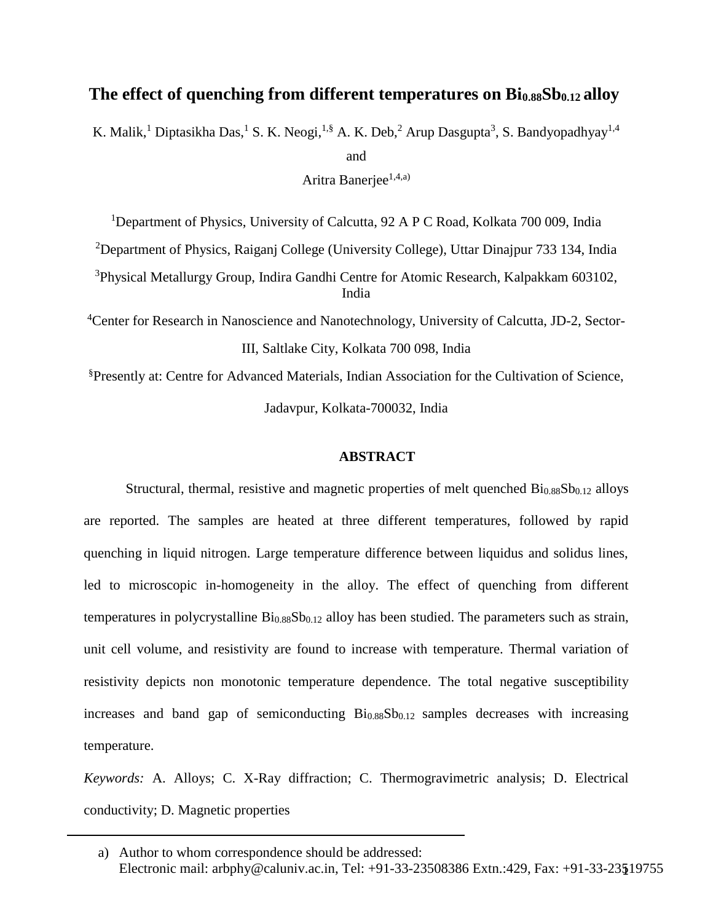# The effect of quenching from different temperatures on $Bi_{0.88}Sb_{0.12}$ alloy

K. Malik,[1] Diptasikha Das,[1] S. K. Neogi,[1,§] A. K. Deb,[2] Arup Dasgupta[3], S. Bandyopadhyay[1,4]

and

Aritra Banerjee[1,4,a)]

[1]Department of Physics, University of Calcutta, 92 A P C Road, Kolkata 700 009, India

[2]Department of Physics, Raiganj College (University College), Uttar Dinajpur 733 134, India

[3]Physical Metallurgy Group, Indira Gandhi Centre for Atomic Research, Kalpakkam 603102, India

[4]Center for Research in Nanoscience and Nanotechnology, University of Calcutta, JD-2, Sector-III, Saltlake City, Kolkata 700 098, India

[§]Presently at: Centre for Advanced Materials, Indian Association for the Cultivation of Science, Jadavpur, Kolkata-700032, India

## ABSTRACT

Structural, thermal, resistive and magnetic properties of melt quenched $Bi_{0.88}Sb_{0.12}$ alloys are reported. The samples are heated at three different temperatures, followed by rapid quenching in liquid nitrogen. Large temperature difference between liquidus and solidus lines, led to microscopic in-homogeneity in the alloy. The effect of quenching from different temperatures in polycrystalline $Bi_{0.88}Sb_{0.12}$ alloy has been studied. The parameters such as strain, unit cell volume, and resistivity are found to increase with temperature. Thermal variation of resistivity depicts non monotonic temperature dependence. The total negative susceptibility increases and band gap of semiconducting $Bi_{0.88}Sb_{0.12}$ samples decreases with increasing temperature.

*Keywords:* A. Alloys; C. X-Ray diffraction; C. Thermogravimetric analysis; D. Electrical conductivity; D. Magnetic properties

---

a) Author to whom correspondence should be addressed:
Electronic mail: arbphy@caluniv.ac.in, Tel: +91-33-23508386 Extn.:429, Fax: +91-33-23519755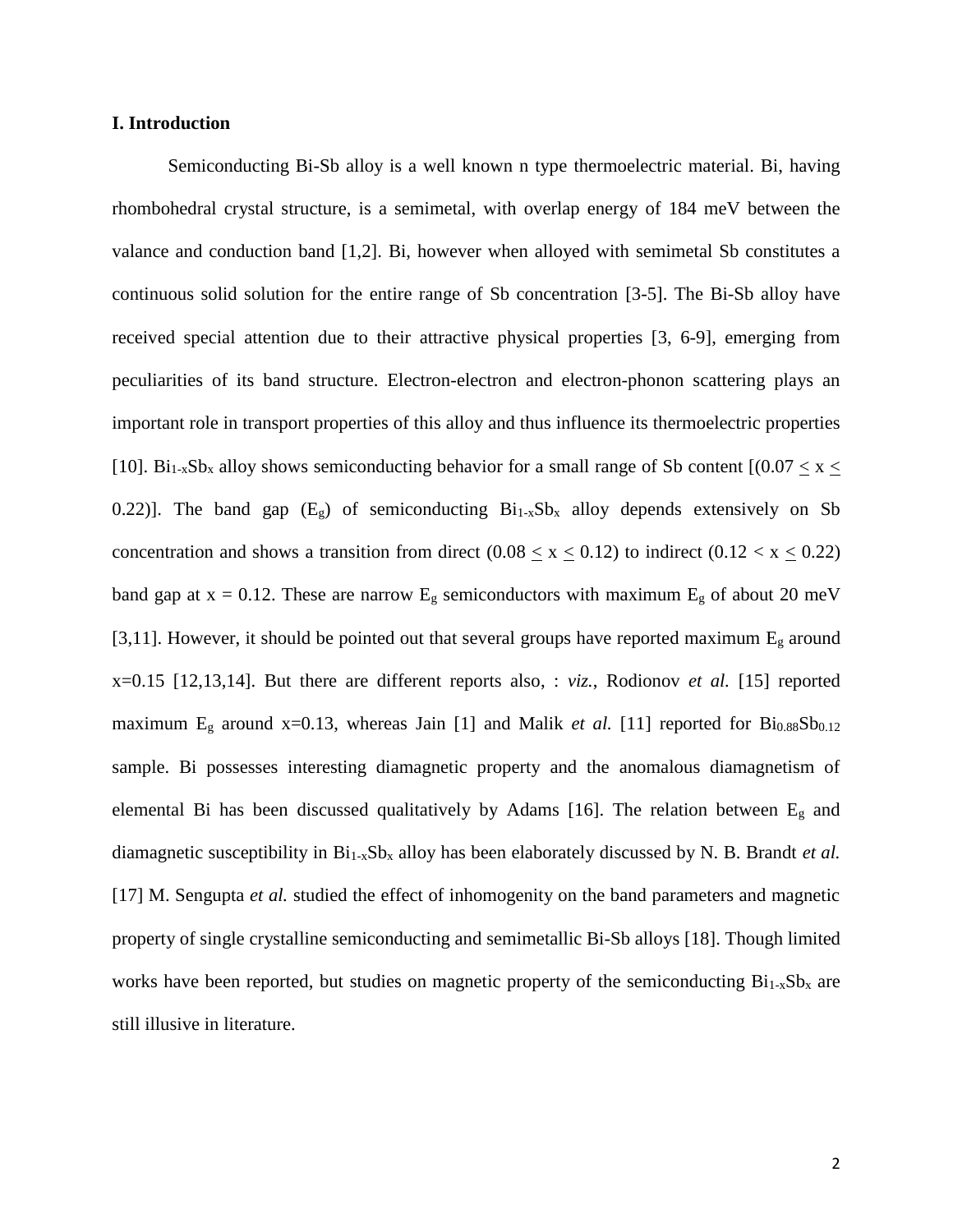## I. Introduction

Semiconducting Bi-Sb alloy is a well known n type thermoelectric material. Bi, having rhombohedral crystal structure, is a semimetal, with overlap energy of 184 meV between the valance and conduction band [1,2]. Bi, however when alloyed with semimetal Sb constitutes a continuous solid solution for the entire range of Sb concentration [3-5]. The Bi-Sb alloy have received special attention due to their attractive physical properties [3, 6-9], emerging from peculiarities of its band structure. Electron-electron and electron-phonon scattering plays an important role in transport properties of this alloy and thus influence its thermoelectric properties [10]. $Bi_{1-x}Sb_x$ alloy shows semiconducting behavior for a small range of Sb content [$(0.07 \leq x \leq 0.22)$]. The band gap ($E_g$) of semiconducting $Bi_{1-x}Sb_x$ alloy depends extensively on Sb concentration and shows a transition from direct ($0.08 \leq x \leq 0.12$) to indirect ($0.12 < x \leq 0.22$) band gap at x = 0.12. These are narrow $E_g$ semiconductors with maximum $E_g$ of about 20 meV [3,11]. However, it should be pointed out that several groups have reported maximum $E_g$ around x=0.15 [12,13,14]. But there are different reports also, : *viz.*, Rodionov *et al.* [15] reported maximum $E_g$ around x=0.13, whereas Jain [1] and Malik *et al.* [11] reported for $Bi_{0.88}Sb_{0.12}$ sample. Bi possesses interesting diamagnetic property and the anomalous diamagnetism of elemental Bi has been discussed qualitatively by Adams [16]. The relation between $E_g$ and diamagnetic susceptibility in $Bi_{1-x}Sb_x$ alloy has been elaborately discussed by N. B. Brandt *et al.* [17] M. Sengupta *et al.* studied the effect of inhomogenity on the band parameters and magnetic property of single crystalline semiconducting and semimetallic Bi-Sb alloys [18]. Though limited works have been reported, but studies on magnetic property of the semiconducting $Bi_{1-x}Sb_x$ are still illusive in literature.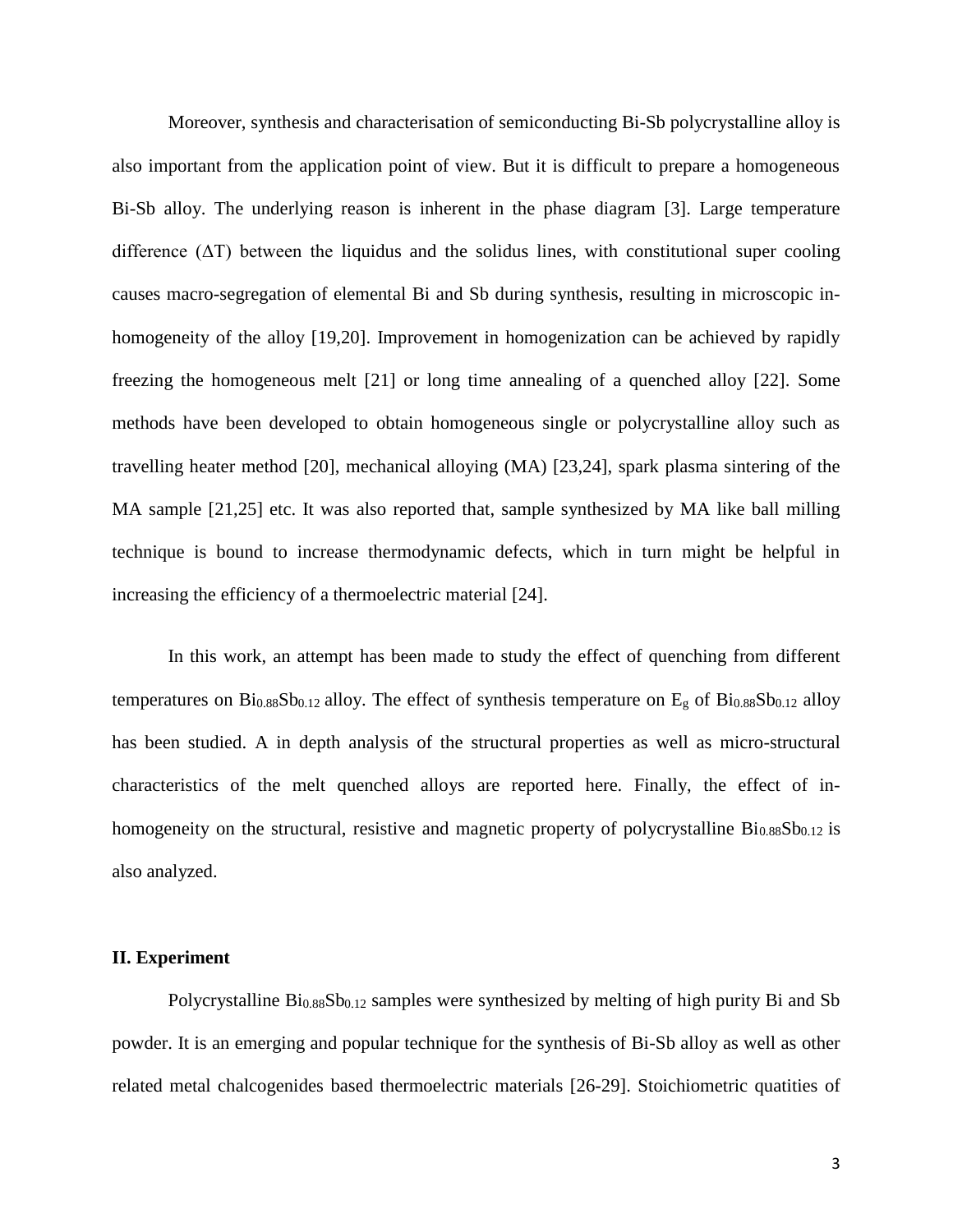Moreover, synthesis and characterisation of semiconducting Bi-Sb polycrystalline alloy is also important from the application point of view. But it is difficult to prepare a homogeneous Bi-Sb alloy. The underlying reason is inherent in the phase diagram [3]. Large temperature difference ($\Delta T$) between the liquidus and the solidus lines, with constitutional super cooling causes macro-segregation of elemental Bi and Sb during synthesis, resulting in microscopic in-homogeneity of the alloy [19,20]. Improvement in homogenization can be achieved by rapidly freezing the homogeneous melt [21] or long time annealing of a quenched alloy [22]. Some methods have been developed to obtain homogeneous single or polycrystalline alloy such as travelling heater method [20], mechanical alloying (MA) [23,24], spark plasma sintering of the MA sample [21,25] etc. It was also reported that, sample synthesized by MA like ball milling technique is bound to increase thermodynamic defects, which in turn might be helpful in increasing the efficiency of a thermoelectric material [24].

In this work, an attempt has been made to study the effect of quenching from different temperatures on $Bi_{0.88}Sb_{0.12}$ alloy. The effect of synthesis temperature on $E_g$ of $Bi_{0.88}Sb_{0.12}$ alloy has been studied. A in depth analysis of the structural properties as well as micro-structural characteristics of the melt quenched alloys are reported here. Finally, the effect of in-homogeneity on the structural, resistive and magnetic property of polycrystalline $Bi_{0.88}Sb_{0.12}$ is also analyzed.

## II. Experiment

Polycrystalline $Bi_{0.88}Sb_{0.12}$ samples were synthesized by melting of high purity Bi and Sb powder. It is an emerging and popular technique for the synthesis of Bi-Sb alloy as well as other related metal chalcogenides based thermoelectric materials [26-29]. Stoichiometric quatities of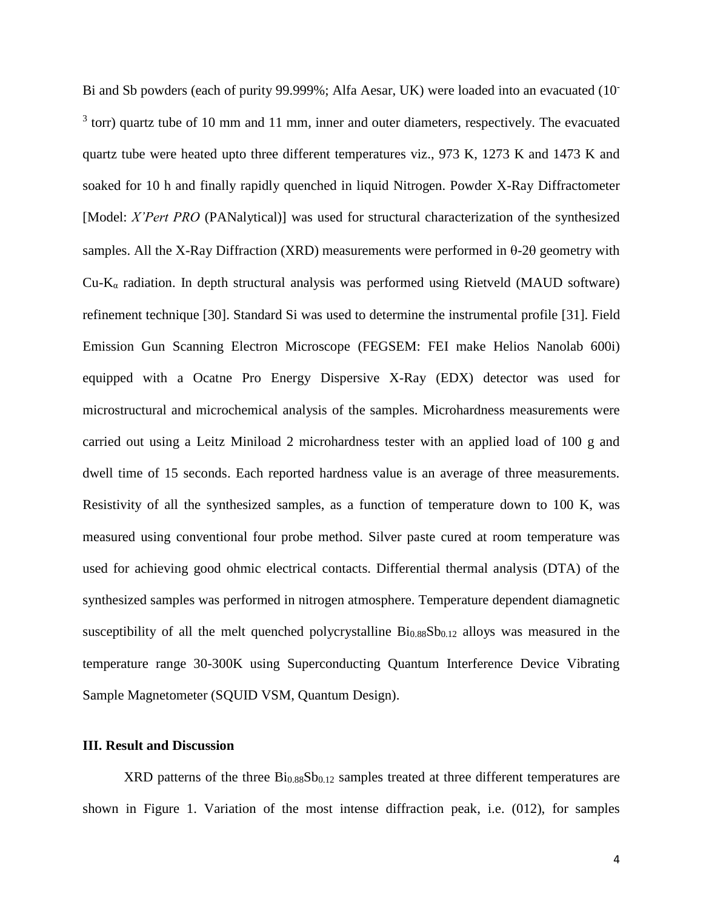Bi and Sb powders (each of purity 99.999%; Alfa Aesar, UK) were loaded into an evacuated ($10^{-3}$ torr) quartz tube of 10 mm and 11 mm, inner and outer diameters, respectively. The evacuated quartz tube were heated upto three different temperatures viz., 973 K, 1273 K and 1473 K and soaked for 10 h and finally rapidly quenched in liquid Nitrogen. Powder X-Ray Diffractometer [Model: *X'Pert PRO* (PANalytical)] was used for structural characterization of the synthesized samples. All the X-Ray Diffraction (XRD) measurements were performed in θ-2θ geometry with Cu-$K_\alpha$ radiation. In depth structural analysis was performed using Rietveld (MAUD software) refinement technique [30]. Standard Si was used to determine the instrumental profile [31]. Field Emission Gun Scanning Electron Microscope (FEGSEM: FEI make Helios Nanolab 600i) equipped with a Ocatne Pro Energy Dispersive X-Ray (EDX) detector was used for microstructural and microchemical analysis of the samples. Microhardness measurements were carried out using a Leitz Miniload 2 microhardness tester with an applied load of 100 g and dwell time of 15 seconds. Each reported hardness value is an average of three measurements. Resistivity of all the synthesized samples, as a function of temperature down to 100 K, was measured using conventional four probe method. Silver paste cured at room temperature was used for achieving good ohmic electrical contacts. Differential thermal analysis (DTA) of the synthesized samples was performed in nitrogen atmosphere. Temperature dependent diamagnetic susceptibility of all the melt quenched polycrystalline $Bi_{0.88}Sb_{0.12}$ alloys was measured in the temperature range 30-300K using Superconducting Quantum Interference Device Vibrating Sample Magnetometer (SQUID VSM, Quantum Design).

### III. Result and Discussion

XRD patterns of the three $Bi_{0.88}Sb_{0.12}$ samples treated at three different temperatures are shown in Figure 1. Variation of the most intense diffraction peak, i.e. (012), for samples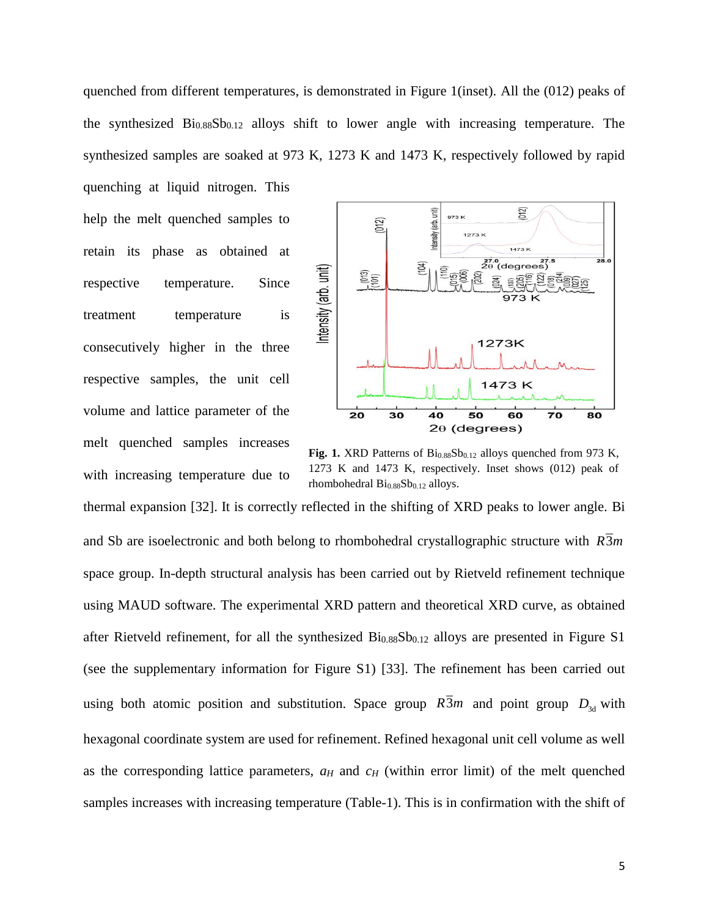quenched from different temperatures, is demonstrated in Figure 1(inset). All the (012) peaks of the synthesized $Bi_{0.88}Sb_{0.12}$ alloys shift to lower angle with increasing temperature. The synthesized samples are soaked at 973 K, 1273 K and 1473 K, respectively followed by rapid quenching at liquid nitrogen. This help the melt quenched samples to retain its phase as obtained at respective temperature. Since treatment temperature is consecutively higher in the three respective samples, the unit cell volume and lattice parameter of the melt quenched samples increases with increasing temperature due to thermal expansion [32]. It is correctly reflected in the shifting of XRD peaks to lower angle. Bi and Sb are isoelectronic and both belong to rhombohedral crystallographic structure with $R\overline{3}m$ space group. In-depth structural analysis has been carried out by Rietveld refinement technique using MAUD software. The experimental XRD pattern and theoretical XRD curve, as obtained after Rietveld refinement, for all the synthesized $Bi_{0.88}Sb_{0.12}$ alloys are presented in Figure S1 (see the supplementary information for Figure S1) [33]. The refinement has been carried out using both atomic position and substitution. Space group $R\overline{3}m$ and point group $D_{3d}$ with hexagonal coordinate system are used for refinement. Refined hexagonal unit cell volume as well as the corresponding lattice parameters, $a_H$ and $c_H$ (within error limit) of the melt quenched samples increases with increasing temperature (Table-1). This is in confirmation with the shift of

**Fig. 1.** XRD Patterns of $Bi_{0.88}Sb_{0.12}$ alloys quenched from 973 K, 1273 K and 1473 K, respectively. Inset shows (012) peak of rhombohedral $Bi_{0.88}Sb_{0.12}$ alloys.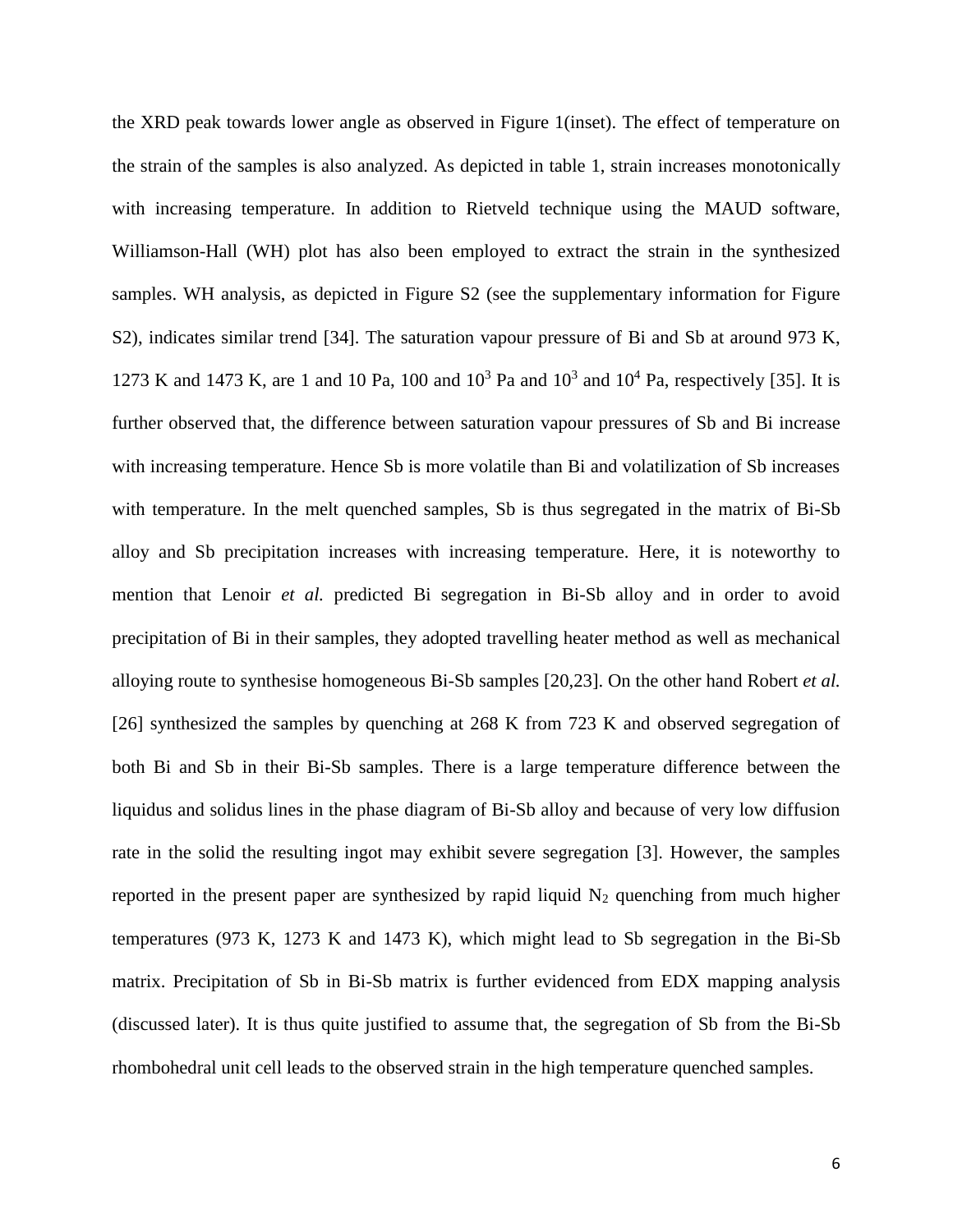the XRD peak towards lower angle as observed in Figure 1(inset). The effect of temperature on the strain of the samples is also analyzed. As depicted in table 1, strain increases monotonically with increasing temperature. In addition to Rietveld technique using the MAUD software, Williamson-Hall (WH) plot has also been employed to extract the strain in the synthesized samples. WH analysis, as depicted in Figure S2 (see the supplementary information for Figure S2), indicates similar trend [34]. The saturation vapour pressure of Bi and Sb at around 973 K, 1273 K and 1473 K, are 1 and 10 Pa, 100 and $10^3$ Pa and $10^3$ and $10^4$ Pa, respectively [35]. It is further observed that, the difference between saturation vapour pressures of Sb and Bi increase with increasing temperature. Hence Sb is more volatile than Bi and volatilization of Sb increases with temperature. In the melt quenched samples, Sb is thus segregated in the matrix of Bi-Sb alloy and Sb precipitation increases with increasing temperature. Here, it is noteworthy to mention that Lenoir *et al.* predicted Bi segregation in Bi-Sb alloy and in order to avoid precipitation of Bi in their samples, they adopted travelling heater method as well as mechanical alloying route to synthesise homogeneous Bi-Sb samples [20,23]. On the other hand Robert *et al.* [26] synthesized the samples by quenching at 268 K from 723 K and observed segregation of both Bi and Sb in their Bi-Sb samples. There is a large temperature difference between the liquidus and solidus lines in the phase diagram of Bi-Sb alloy and because of very low diffusion rate in the solid the resulting ingot may exhibit severe segregation [3]. However, the samples reported in the present paper are synthesized by rapid liquid $N_2$ quenching from much higher temperatures (973 K, 1273 K and 1473 K), which might lead to Sb segregation in the Bi-Sb matrix. Precipitation of Sb in Bi-Sb matrix is further evidenced from EDX mapping analysis (discussed later). It is thus quite justified to assume that, the segregation of Sb from the Bi-Sb rhombohedral unit cell leads to the observed strain in the high temperature quenched samples.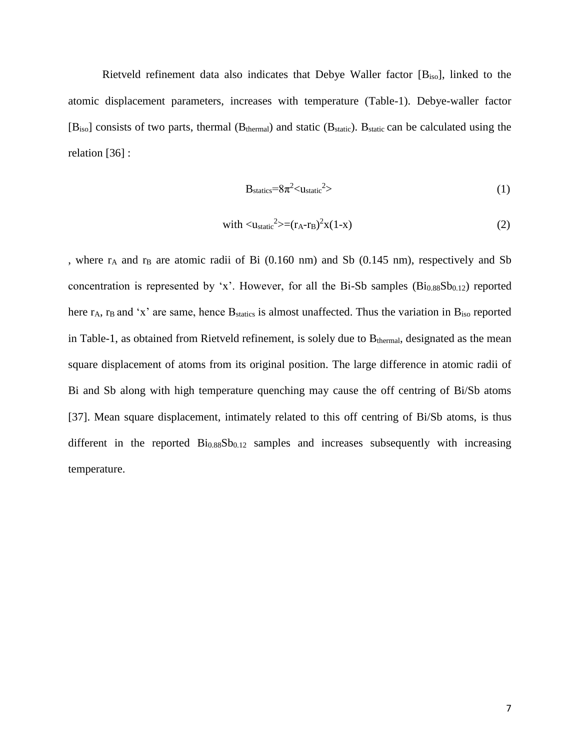Rietveld refinement data also indicates that Debye Waller factor [$B_{iso}$], linked to the atomic displacement parameters, increases with temperature (Table-1). Debye-waller factor [$B_{iso}$] consists of two parts, thermal ($B_{thermal}$) and static ($B_{static}$). $B_{static}$ can be calculated using the relation [36] :

$$B_{statics}=8\pi^2<u_{static}^2> \tag{1}$$

$$\text{with } <u_{static}^2>=(r_A-r_B)^2x(1-x) \tag{2}$$

, where $r_A$ and $r_B$ are atomic radii of Bi (0.160 nm) and Sb (0.145 nm), respectively and Sb concentration is represented by 'x'. However, for all the Bi-Sb samples ($Bi_{0.88}Sb_{0.12}$) reported here $r_A$, $r_B$ and 'x' are same, hence $B_{statics}$ is almost unaffected. Thus the variation in $B_{iso}$ reported in Table-1, as obtained from Rietveld refinement, is solely due to $B_{thermal}$, designated as the mean square displacement of atoms from its original position. The large difference in atomic radii of Bi and Sb along with high temperature quenching may cause the off centring of Bi/Sb atoms [37]. Mean square displacement, intimately related to this off centring of Bi/Sb atoms, is thus different in the reported $Bi_{0.88}Sb_{0.12}$ samples and increases subsequently with increasing temperature.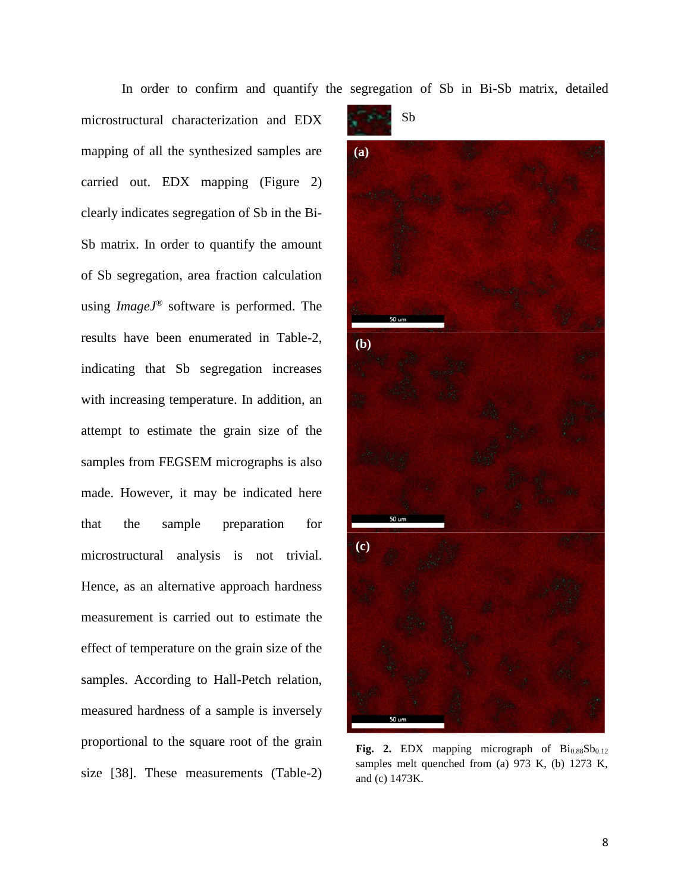In order to confirm and quantify the segregation of Sb in Bi-Sb matrix, detailed microstructural characterization and EDX mapping of all the synthesized samples are carried out. EDX mapping (Figure 2) clearly indicates segregation of Sb in the Bi-Sb matrix. In order to quantify the amount of Sb segregation, area fraction calculation using *ImageJ®* software is performed. The results have been enumerated in Table-2, indicating that Sb segregation increases with increasing temperature. In addition, an attempt to estimate the grain size of the samples from FEGSEM micrographs is also made. However, it may be indicated here that the sample preparation for microstructural analysis is not trivial. Hence, as an alternative approach hardness measurement is carried out to estimate the effect of temperature on the grain size of the samples. According to Hall-Petch relation, measured hardness of a sample is inversely proportional to the square root of the grain size [38]. These measurements (Table-2)

**Fig. 2.** EDX mapping micrograph of $Bi_{0.88}Sb_{0.12}$ samples melt quenched from (a) 973 K, (b) 1273 K, and (c) 1473K.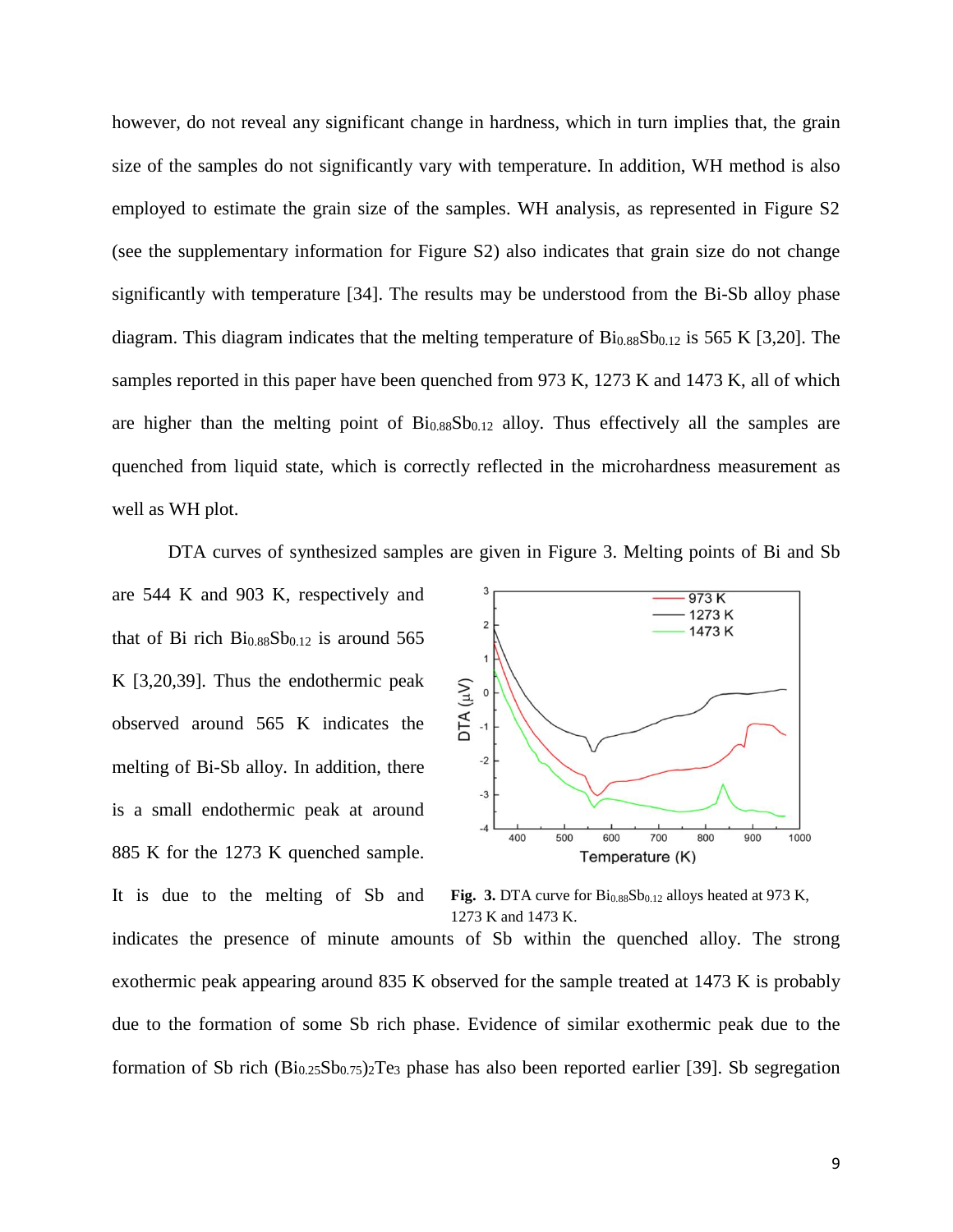however, do not reveal any significant change in hardness, which in turn implies that, the grain size of the samples do not significantly vary with temperature. In addition, WH method is also employed to estimate the grain size of the samples. WH analysis, as represented in Figure S2 (see the supplementary information for Figure S2) also indicates that grain size do not change significantly with temperature [34]. The results may be understood from the Bi-Sb alloy phase diagram. This diagram indicates that the melting temperature of $Bi_{0.88}Sb_{0.12}$ is 565 K [3,20]. The samples reported in this paper have been quenched from 973 K, 1273 K and 1473 K, all of which are higher than the melting point of $Bi_{0.88}Sb_{0.12}$ alloy. Thus effectively all the samples are quenched from liquid state, which is correctly reflected in the microhardness measurement as well as WH plot.

DTA curves of synthesized samples are given in Figure 3. Melting points of Bi and Sb are 544 K and 903 K, respectively and that of Bi rich $Bi_{0.88}Sb_{0.12}$ is around 565 K [3,20,39]. Thus the endothermic peak observed around 565 K indicates the melting of Bi-Sb alloy. In addition, there is a small endothermic peak at around 885 K for the 1273 K quenched sample. It is due to the melting of Sb and indicates the presence of minute amounts of Sb within the quenched alloy. The strong exothermic peak appearing around 835 K observed for the sample treated at 1473 K is probably due to the formation of some Sb rich phase. Evidence of similar exothermic peak due to the formation of Sb rich $(Bi_{0.25}Sb_{0.75})_2Te_3$ phase has also been reported earlier [39]. Sb segregation

**Fig. 3.** DTA curve for $Bi_{0.88}Sb_{0.12}$ alloys heated at 973 K, 1273 K and 1473 K.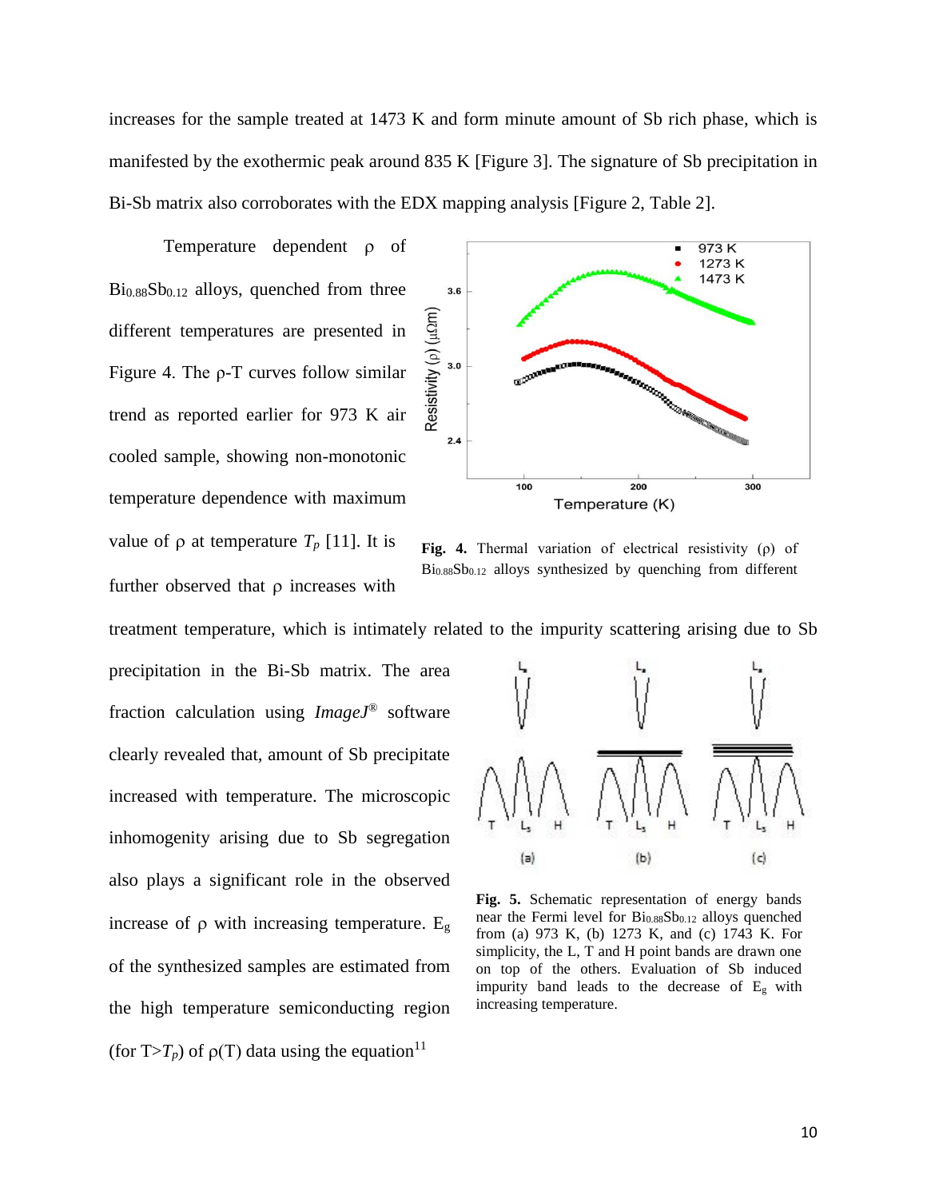increases for the sample treated at 1473 K and form minute amount of Sb rich phase, which is manifested by the exothermic peak around 835 K [Figure 3]. The signature of Sb precipitation in Bi-Sb matrix also corroborates with the EDX mapping analysis [Figure 2, Table 2].

Temperature dependent ρ of $Bi_{0.88}Sb_{0.12}$ alloys, quenched from three different temperatures are presented in Figure 4. The ρ-T curves follow similar trend as reported earlier for 973 K air cooled sample, showing non-monotonic temperature dependence with maximum value of ρ at temperature $T_p$ [11]. It is further observed that ρ increases with treatment temperature, which is intimately related to the impurity scattering arising due to Sb precipitation in the Bi-Sb matrix. The area fraction calculation using *ImageJ®* software clearly revealed that, amount of Sb precipitate increased with temperature. The microscopic inhomogenity arising due to Sb segregation also plays a significant role in the observed increase of ρ with increasing temperature. $E_g$ of the synthesized samples are estimated from the high temperature semiconducting region (for $T > T_p$) of ρ(T) data using the equation[11]

**Fig. 4.** Thermal variation of electrical resistivity (ρ) of $Bi_{0.88}Sb_{0.12}$ alloys synthesized by quenching from different

**Fig. 5.** Schematic representation of energy bands near the Fermi level for $Bi_{0.88}Sb_{0.12}$ alloys quenched from (a) 973 K, (b) 1273 K, and (c) 1743 K. For simplicity, the L, T and H point bands are drawn one on top of the others. Evaluation of Sb induced impurity band leads to the decrease of $E_g$ with increasing temperature.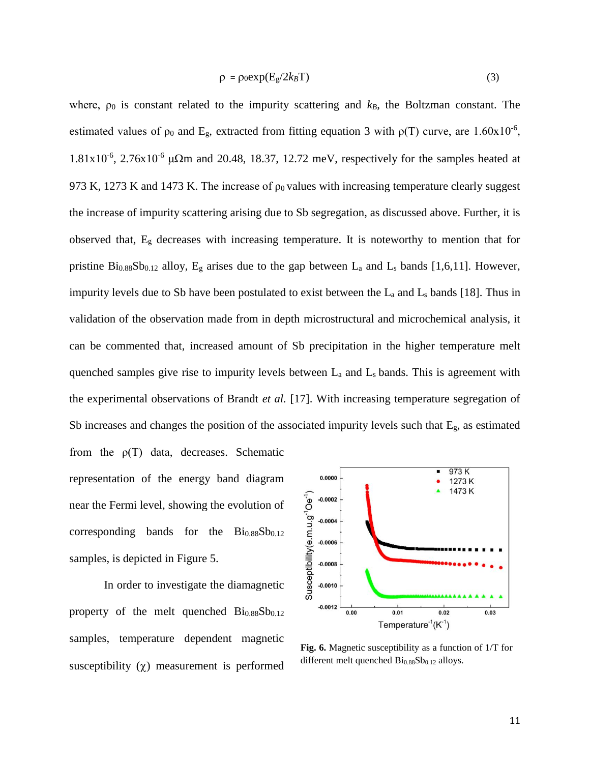$$\rho = \rho_0 \exp(E_g/2k_BT) \quad (3)$$

where, $\rho_0$ is constant related to the impurity scattering and $k_B$, the Boltzman constant. The estimated values of $\rho_0$ and $E_g$, extracted from fitting equation 3 with $\rho(T)$ curve, are $1.60\times10^{-6}$, $1.81\times10^{-6}$, $2.76\times10^{-6}$ $\mu\Omega$m and 20.48, 18.37, 12.72 meV, respectively for the samples heated at 973 K, 1273 K and 1473 K. The increase of $\rho_0$ values with increasing temperature clearly suggest the increase of impurity scattering arising due to Sb segregation, as discussed above. Further, it is observed that, $E_g$ decreases with increasing temperature. It is noteworthy to mention that for pristine $Bi_{0.88}Sb_{0.12}$ alloy, $E_g$ arises due to the gap between $L_a$ and $L_s$ bands [1,6,11]. However, impurity levels due to Sb have been postulated to exist between the $L_a$ and $L_s$ bands [18]. Thus in validation of the observation made from in depth microstructural and microchemical analysis, it can be commented that, increased amount of Sb precipitation in the higher temperature melt quenched samples give rise to impurity levels between $L_a$ and $L_s$ bands. This is agreement with the experimental observations of Brandt *et al.* [17]. With increasing temperature segregation of Sb increases and changes the position of the associated impurity levels such that $E_g$, as estimated from the $\rho(T)$ data, decreases. Schematic representation of the energy band diagram near the Fermi level, showing the evolution of corresponding bands for the $Bi_{0.88}Sb_{0.12}$ samples, is depicted in Figure 5.

**Fig. 6.** Magnetic susceptibility as a function of 1/T for different melt quenched $Bi_{0.88}Sb_{0.12}$ alloys.

In order to investigate the diamagnetic property of the melt quenched $Bi_{0.88}Sb_{0.12}$ samples, temperature dependent magnetic susceptibility ($\chi$) measurement is performed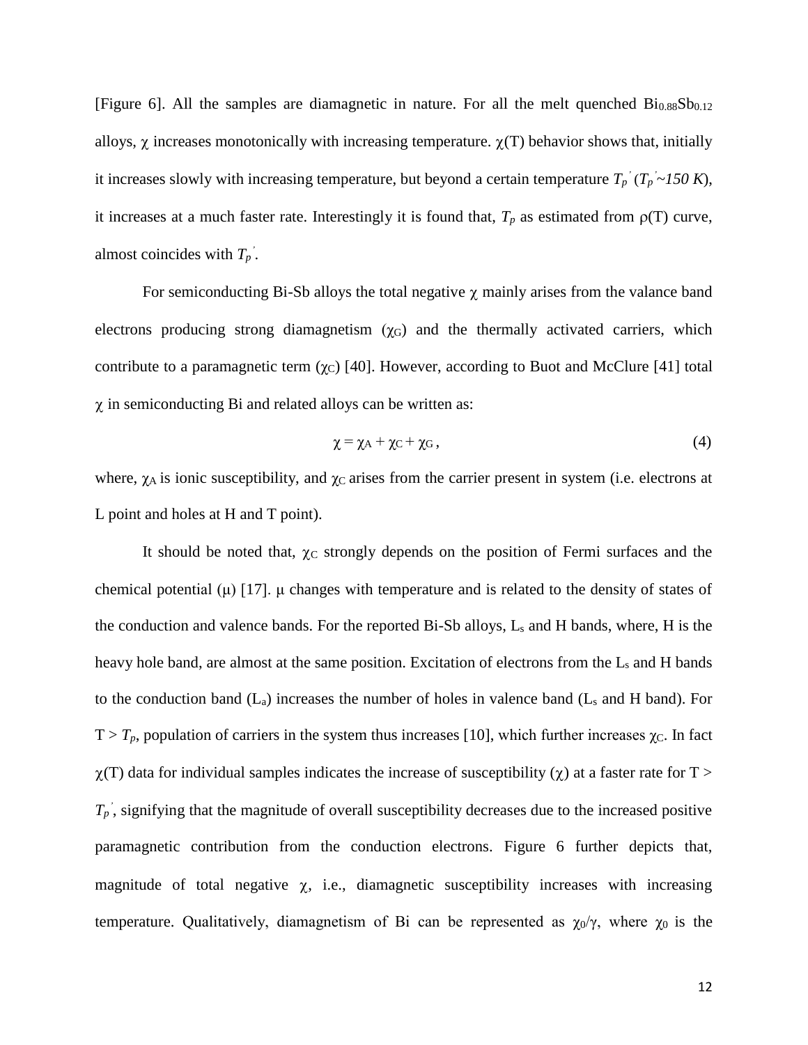[Figure 6]. All the samples are diamagnetic in nature. For all the melt quenched $Bi_{0.88}Sb_{0.12}$ alloys, $\chi$ increases monotonically with increasing temperature. $\chi(T)$ behavior shows that, initially it increases slowly with increasing temperature, but beyond a certain temperature $T_p^{'}$ ($T_p^{'}$*~150 K*), it increases at a much faster rate. Interestingly it is found that, $T_p$ as estimated from $\rho(T)$ curve, almost coincides with $T_p^{'}$.

For semiconducting Bi-Sb alloys the total negative $\chi$ mainly arises from the valance band electrons producing strong diamagnetism ($\chi_G$) and the thermally activated carriers, which contribute to a paramagnetic term ($\chi_C$) [40]. However, according to Buot and McClure [41] total $\chi$ in semiconducting Bi and related alloys can be written as:

$$\chi = \chi_A + \chi_C + \chi_G\,, \tag{4}$$

where, $\chi_A$ is ionic susceptibility, and $\chi_C$ arises from the carrier present in system (i.e. electrons at L point and holes at H and T point).

It should be noted that, $\chi_C$ strongly depends on the position of Fermi surfaces and the chemical potential ($\mu$) [17]. $\mu$ changes with temperature and is related to the density of states of the conduction and valence bands. For the reported Bi-Sb alloys, $L_s$ and H bands, where, H is the heavy hole band, are almost at the same position. Excitation of electrons from the $L_s$ and H bands to the conduction band ($L_a$) increases the number of holes in valence band ($L_s$ and H band). For $T > T_p$, population of carriers in the system thus increases [10], which further increases $\chi_C$. In fact $\chi(T)$ data for individual samples indicates the increase of susceptibility ($\chi$) at a faster rate for $T > T_p^{'}$, signifying that the magnitude of overall susceptibility decreases due to the increased positive paramagnetic contribution from the conduction electrons. Figure 6 further depicts that, magnitude of total negative $\chi$, i.e., diamagnetic susceptibility increases with increasing temperature. Qualitatively, diamagnetism of Bi can be represented as $\chi_0/\gamma$, where $\chi_0$ is the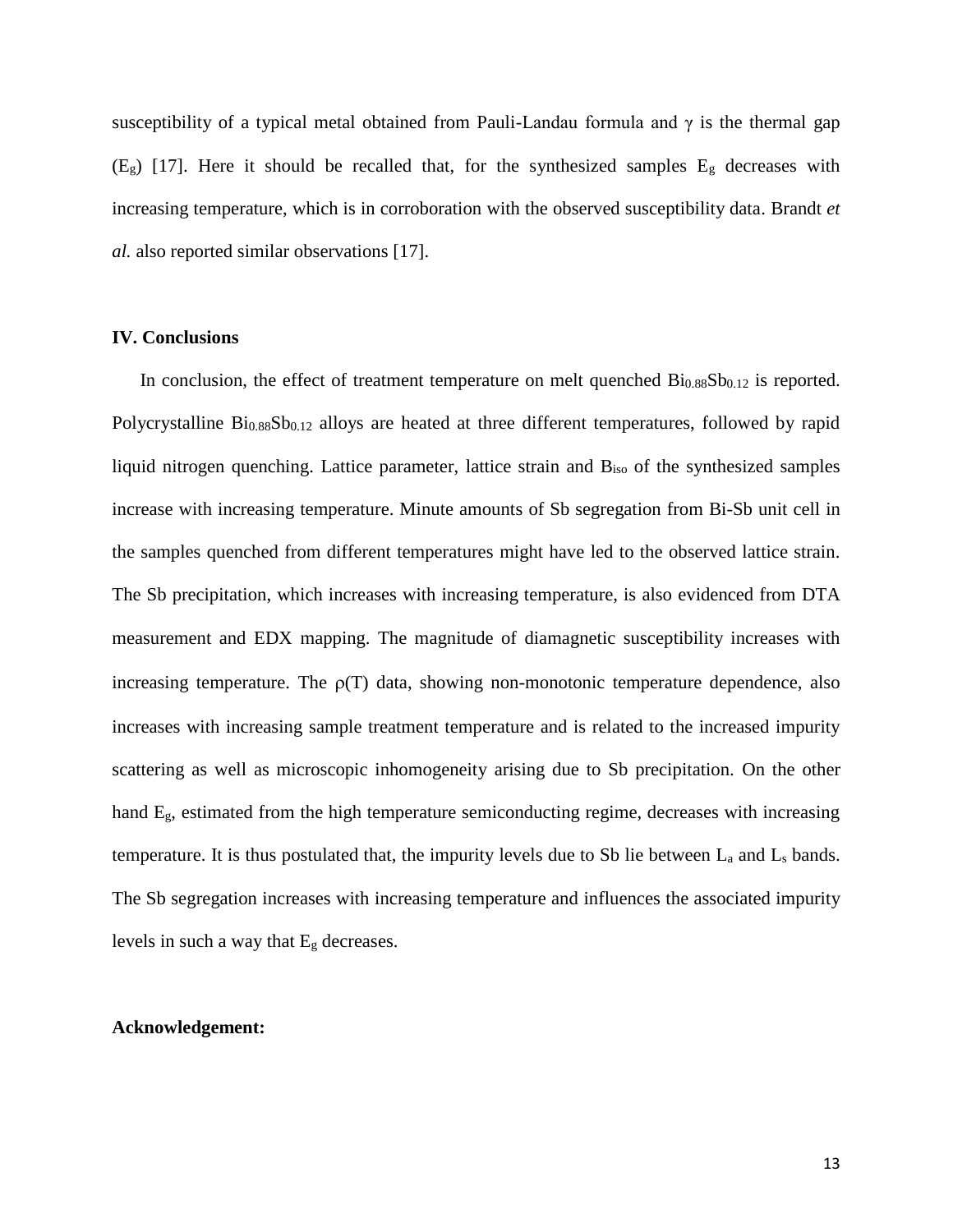susceptibility of a typical metal obtained from Pauli-Landau formula and $\gamma$ is the thermal gap ($E_g$) [17]. Here it should be recalled that, for the synthesized samples $E_g$ decreases with increasing temperature, which is in corroboration with the observed susceptibility data. Brandt *et al.* also reported similar observations [17].

## IV. Conclusions

In conclusion, the effect of treatment temperature on melt quenched $Bi_{0.88}Sb_{0.12}$ is reported. Polycrystalline $Bi_{0.88}Sb_{0.12}$ alloys are heated at three different temperatures, followed by rapid liquid nitrogen quenching. Lattice parameter, lattice strain and $B_{iso}$ of the synthesized samples increase with increasing temperature. Minute amounts of Sb segregation from Bi-Sb unit cell in the samples quenched from different temperatures might have led to the observed lattice strain. The Sb precipitation, which increases with increasing temperature, is also evidenced from DTA measurement and EDX mapping. The magnitude of diamagnetic susceptibility increases with increasing temperature. The $\rho(T)$ data, showing non-monotonic temperature dependence, also increases with increasing sample treatment temperature and is related to the increased impurity scattering as well as microscopic inhomogeneity arising due to Sb precipitation. On the other hand $E_g$, estimated from the high temperature semiconducting regime, decreases with increasing temperature. It is thus postulated that, the impurity levels due to Sb lie between $L_a$ and $L_s$ bands. The Sb segregation increases with increasing temperature and influences the associated impurity levels in such a way that $E_g$ decreases.

**Acknowledgement:**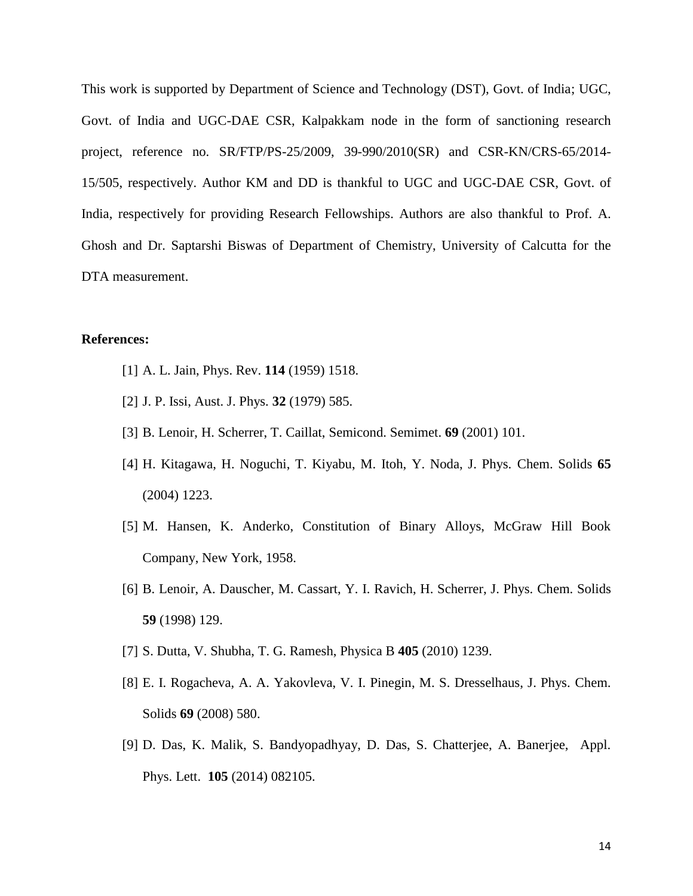This work is supported by Department of Science and Technology (DST), Govt. of India; UGC, Govt. of India and UGC-DAE CSR, Kalpakkam node in the form of sanctioning research project, reference no. SR/FTP/PS-25/2009, 39-990/2010(SR) and CSR-KN/CRS-65/2014-15/505, respectively. Author KM and DD is thankful to UGC and UGC-DAE CSR, Govt. of India, respectively for providing Research Fellowships. Authors are also thankful to Prof. A. Ghosh and Dr. Saptarshi Biswas of Department of Chemistry, University of Calcutta for the DTA measurement.

**References:**

[1] A. L. Jain, Phys. Rev. **114** (1959) 1518.

[2] J. P. Issi, Aust. J. Phys. **32** (1979) 585.

[3] B. Lenoir, H. Scherrer, T. Caillat, Semicond. Semimet. **69** (2001) 101.

[4] H. Kitagawa, H. Noguchi, T. Kiyabu, M. Itoh, Y. Noda, J. Phys. Chem. Solids **65** (2004) 1223.

[5] M. Hansen, K. Anderko, Constitution of Binary Alloys, McGraw Hill Book Company, New York, 1958.

[6] B. Lenoir, A. Dauscher, M. Cassart, Y. I. Ravich, H. Scherrer, J. Phys. Chem. Solids **59** (1998) 129.

[7] S. Dutta, V. Shubha, T. G. Ramesh, Physica B **405** (2010) 1239.

[8] E. I. Rogacheva, A. A. Yakovleva, V. I. Pinegin, M. S. Dresselhaus, J. Phys. Chem. Solids **69** (2008) 580.

[9] D. Das, K. Malik, S. Bandyopadhyay, D. Das, S. Chatterjee, A. Banerjee, Appl. Phys. Lett. **105** (2014) 082105.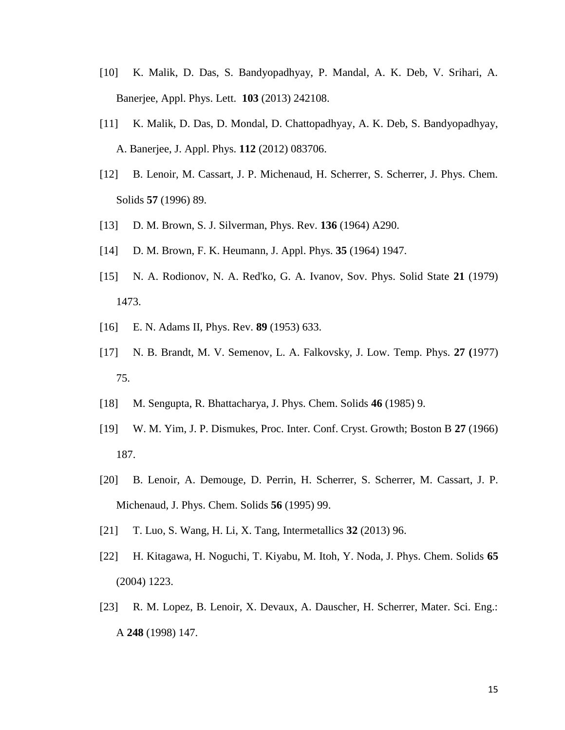[10] K. Malik, D. Das, S. Bandyopadhyay, P. Mandal, A. K. Deb, V. Srihari, A. Banerjee, Appl. Phys. Lett. **103** (2013) 242108.

[11] K. Malik, D. Das, D. Mondal, D. Chattopadhyay, A. K. Deb, S. Bandyopadhyay, A. Banerjee, J. Appl. Phys. **112** (2012) 083706.

[12] B. Lenoir, M. Cassart, J. P. Michenaud, H. Scherrer, S. Scherrer, J. Phys. Chem. Solids **57** (1996) 89.

[13] D. M. Brown, S. J. Silverman, Phys. Rev. **136** (1964) A290.

[14] D. M. Brown, F. K. Heumann, J. Appl. Phys. **35** (1964) 1947.

[15] N. A. Rodionov, N. A. Red'ko, G. A. Ivanov, Sov. Phys. Solid State **21** (1979) 1473.

[16] E. N. Adams II, Phys. Rev. **89** (1953) 633.

[17] N. B. Brandt, M. V. Semenov, L. A. Falkovsky, J. Low. Temp. Phys. **27 (**1977) 75.

[18] M. Sengupta, R. Bhattacharya, J. Phys. Chem. Solids **46** (1985) 9.

[19] W. M. Yim, J. P. Dismukes, Proc. Inter. Conf. Cryst. Growth; Boston B **27** (1966) 187.

[20] B. Lenoir, A. Demouge, D. Perrin, H. Scherrer, S. Scherrer, M. Cassart, J. P. Michenaud, J. Phys. Chem. Solids **56** (1995) 99.

[21] T. Luo, S. Wang, H. Li, X. Tang, Intermetallics **32** (2013) 96.

[22] H. Kitagawa, H. Noguchi, T. Kiyabu, M. Itoh, Y. Noda, J. Phys. Chem. Solids **65** (2004) 1223.

[23] R. M. Lopez, B. Lenoir, X. Devaux, A. Dauscher, H. Scherrer, Mater. Sci. Eng.: A **248** (1998) 147.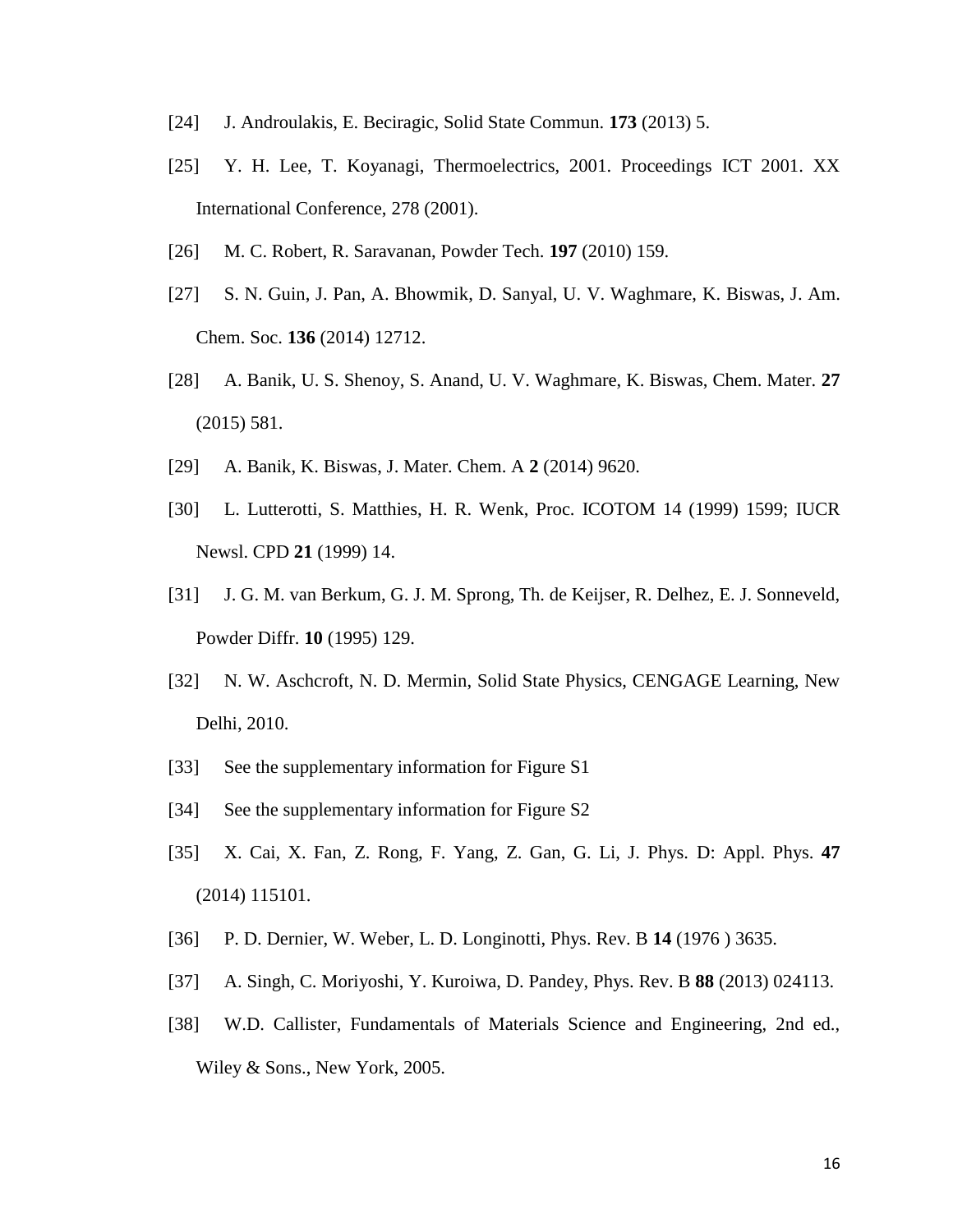[24] J. Androulakis, E. Beciragic, Solid State Commun. **173** (2013) 5.

[25] Y. H. Lee, T. Koyanagi, Thermoelectrics, 2001. Proceedings ICT 2001. XX International Conference, 278 (2001).

[26] M. C. Robert, R. Saravanan, Powder Tech. **197** (2010) 159.

[27] S. N. Guin, J. Pan, A. Bhowmik, D. Sanyal, U. V. Waghmare, K. Biswas, J. Am. Chem. Soc. **136** (2014) 12712.

[28] A. Banik, U. S. Shenoy, S. Anand, U. V. Waghmare, K. Biswas, Chem. Mater. **27** (2015) 581.

[29] A. Banik, K. Biswas, J. Mater. Chem. A **2** (2014) 9620.

[30] L. Lutterotti, S. Matthies, H. R. Wenk, Proc. ICOTOM 14 (1999) 1599; IUCR Newsl. CPD **21** (1999) 14.

[31] J. G. M. van Berkum, G. J. M. Sprong, Th. de Keijser, R. Delhez, E. J. Sonneveld, Powder Diffr. **10** (1995) 129.

[32] N. W. Aschcroft, N. D. Mermin, Solid State Physics, CENGAGE Learning, New Delhi, 2010.

[33] See the supplementary information for Figure S1

[34] See the supplementary information for Figure S2

[35] X. Cai, X. Fan, Z. Rong, F. Yang, Z. Gan, G. Li, J. Phys. D: Appl. Phys. **47** (2014) 115101.

[36] P. D. Dernier, W. Weber, L. D. Longinotti, Phys. Rev. B **14** (1976 ) 3635.

[37] A. Singh, C. Moriyoshi, Y. Kuroiwa, D. Pandey, Phys. Rev. B **88** (2013) 024113.

[38] W.D. Callister, Fundamentals of Materials Science and Engineering, 2nd ed., Wiley & Sons., New York, 2005.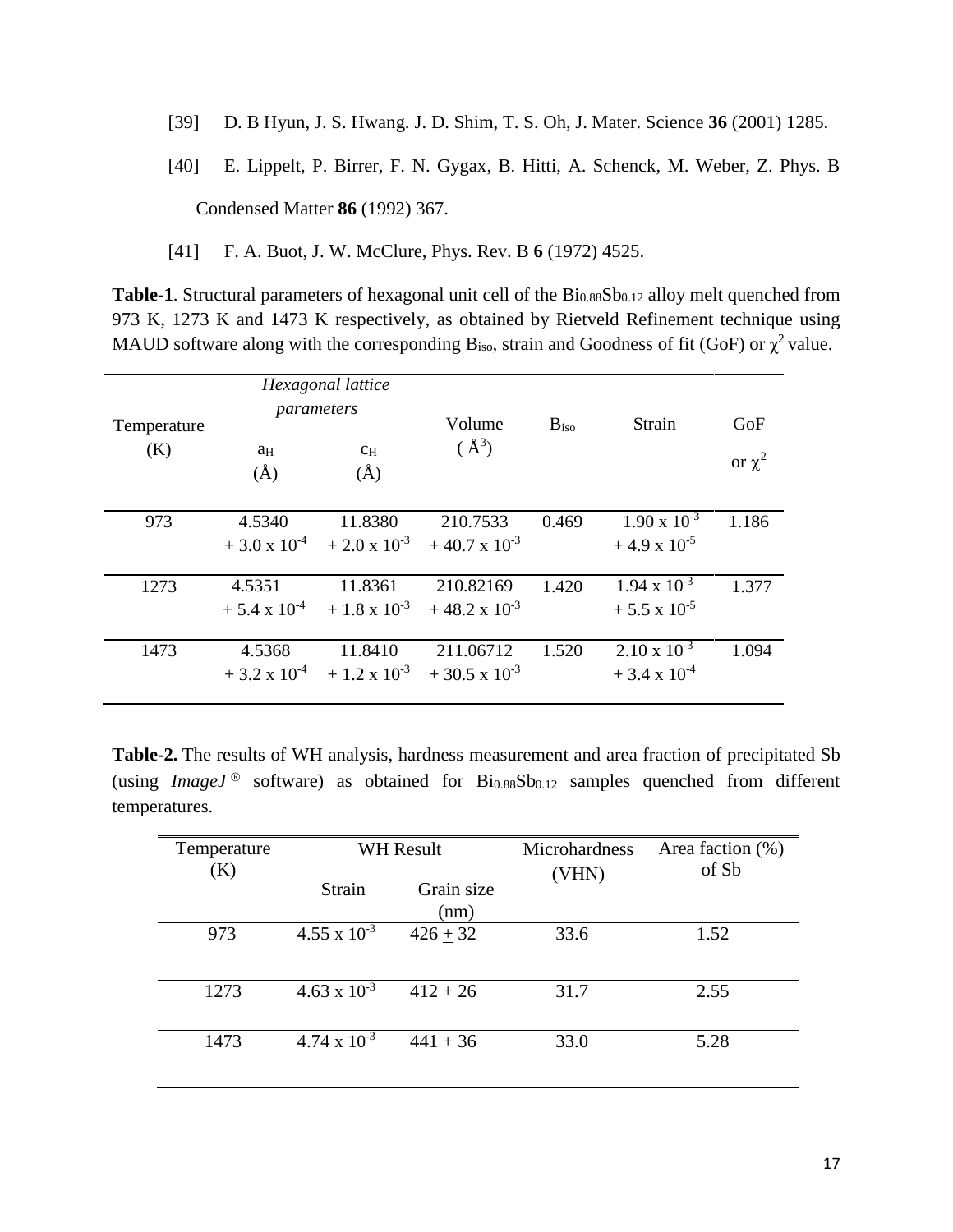[39] D. B Hyun, J. S. Hwang. J. D. Shim, T. S. Oh, J. Mater. Science **36** (2001) 1285.

[40] E. Lippelt, P. Birrer, F. N. Gygax, B. Hitti, A. Schenck, M. Weber, Z. Phys. B Condensed Matter **86** (1992) 367.

[41] F. A. Buot, J. W. McClure, Phys. Rev. B **6** (1972) 4525.

**Table-1**. Structural parameters of hexagonal unit cell of the $Bi_{0.88}Sb_{0.12}$ alloy melt quenched from 973 K, 1273 K and 1473 K respectively, as obtained by Rietveld Refinement technique using MAUD software along with the corresponding $B_{iso}$, strain and Goodness of fit (GoF) or $\chi^2$ value.

| Temperature (K) | *Hexagonal lattice parameters* | | Volume (Å$^3$) | $B_{iso}$ | Strain | GoF or $\chi^2$ |
|---|---|---|---|---|---|---|
| | $a_H$ (Å) | $c_H$ (Å) | | | | |
| 973 | 4.5340 $\pm$ 3.0 x $10^{-4}$ | 11.8380 $\pm$ 2.0 x $10^{-3}$ | 210.7533 $\pm$ 40.7 x $10^{-3}$ | 0.469 | 1.90 x $10^{-3}$ $\pm$ 4.9 x $10^{-5}$ | 1.186 |
| 1273 | 4.5351 $\pm$ 5.4 x $10^{-4}$ | 11.8361 $\pm$ 1.8 x $10^{-3}$ | 210.82169 $\pm$ 48.2 x $10^{-3}$ | 1.420 | 1.94 x $10^{-3}$ $\pm$ 5.5 x $10^{-5}$ | 1.377 |
| 1473 | 4.5368 $\pm$ 3.2 x $10^{-4}$ | 11.8410 $\pm$ 1.2 x $10^{-3}$ | 211.06712 $\pm$ 30.5 x $10^{-3}$ | 1.520 | 2.10 x $10^{-3}$ $\pm$ 3.4 x $10^{-4}$ | 1.094 |

**Table-2.** The results of WH analysis, hardness measurement and area fraction of precipitated Sb (using *ImageJ* ® software) as obtained for $Bi_{0.88}Sb_{0.12}$ samples quenched from different temperatures.

| Temperature (K) | WH Result | | Microhardness (VHN) | Area faction (%) of Sb |
|---|---|---|---|---|
| | Strain | Grain size (nm) | | |
| 973 | 4.55 x $10^{-3}$ | 426 $\pm$ 32 | 33.6 | 1.52 |
| 1273 | 4.63 x $10^{-3}$ | 412 $\pm$ 26 | 31.7 | 2.55 |
| 1473 | 4.74 x $10^{-3}$ | 441 $\pm$ 36 | 33.0 | 5.28 |